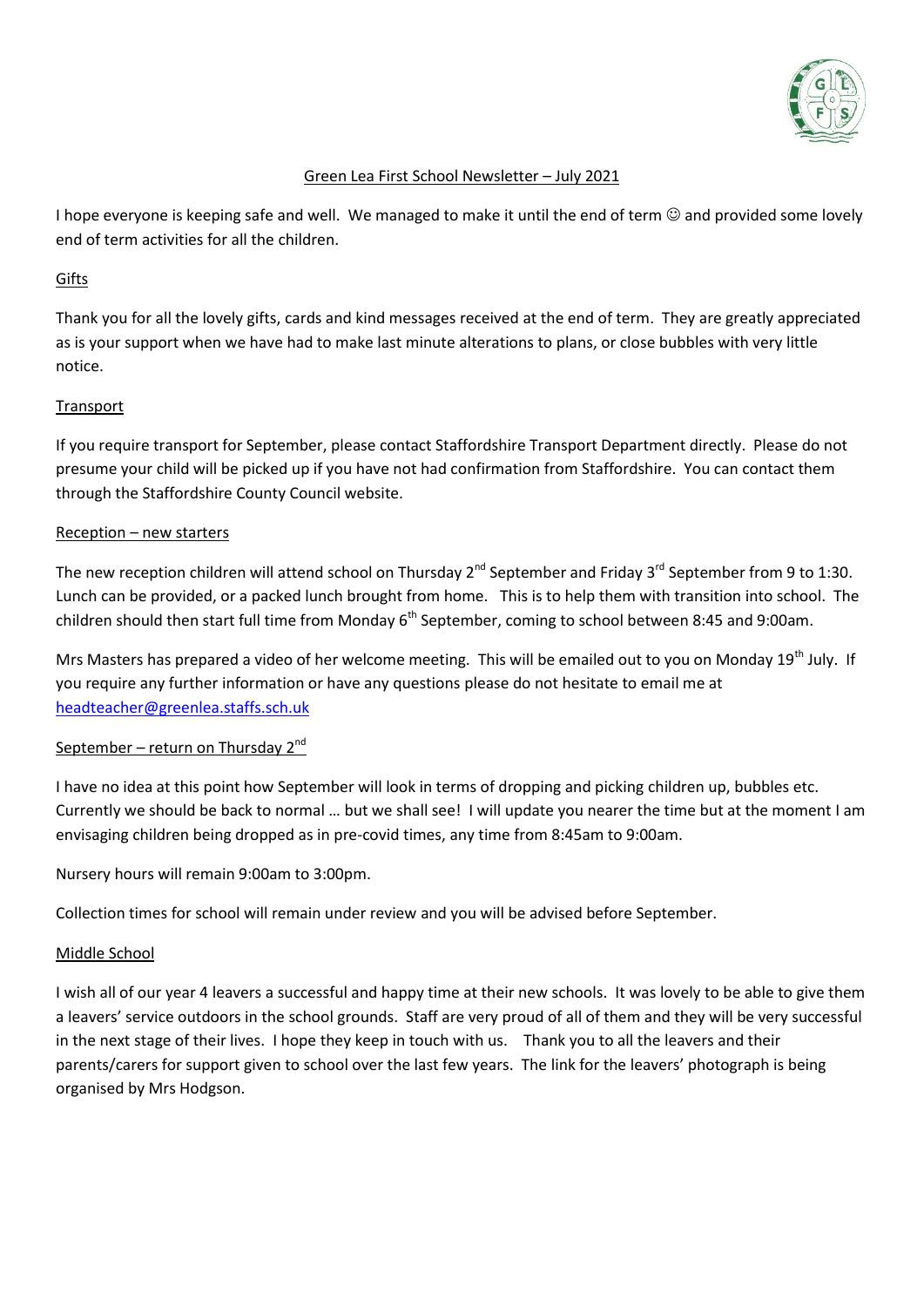# Green Lea First School Newsletter – July 2021

I hope everyone is keeping safe and well. We managed to make it until the end of term ☺ and provided some lovely end of term activities for all the children.

## Gifts

Thank you for all the lovely gifts, cards and kind messages received at the end of term. They are greatly appreciated as is your support when we have had to make last minute alterations to plans, or close bubbles with very little notice.

## Transport

If you require transport for September, please contact Staffordshire Transport Department directly. Please do not presume your child will be picked up if you have not had confirmation from Staffordshire. You can contact them through the Staffordshire County Council website.

## Reception – new starters

The new reception children will attend school on Thursday 2nd September and Friday 3rd September from 9 to 1:30. Lunch can be provided, or a packed lunch brought from home. This is to help them with transition into school. The children should then start full time from Monday 6th September, coming to school between 8:45 and 9:00am.

Mrs Masters has prepared a video of her welcome meeting. This will be emailed out to you on Monday 19th July. If you require any further information or have any questions please do not hesitate to email me at headteacher@greenlea.staffs.sch.uk

## September – return on Thursday 2nd

I have no idea at this point how September will look in terms of dropping and picking children up, bubbles etc. Currently we should be back to normal … but we shall see! I will update you nearer the time but at the moment I am envisaging children being dropped as in pre-covid times, any time from 8:45am to 9:00am.

Nursery hours will remain 9:00am to 3:00pm.

Collection times for school will remain under review and you will be advised before September.

## Middle School

I wish all of our year 4 leavers a successful and happy time at their new schools. It was lovely to be able to give them a leavers' service outdoors in the school grounds. Staff are very proud of all of them and they will be very successful in the next stage of their lives. I hope they keep in touch with us. Thank you to all the leavers and their parents/carers for support given to school over the last few years. The link for the leavers' photograph is being organised by Mrs Hodgson.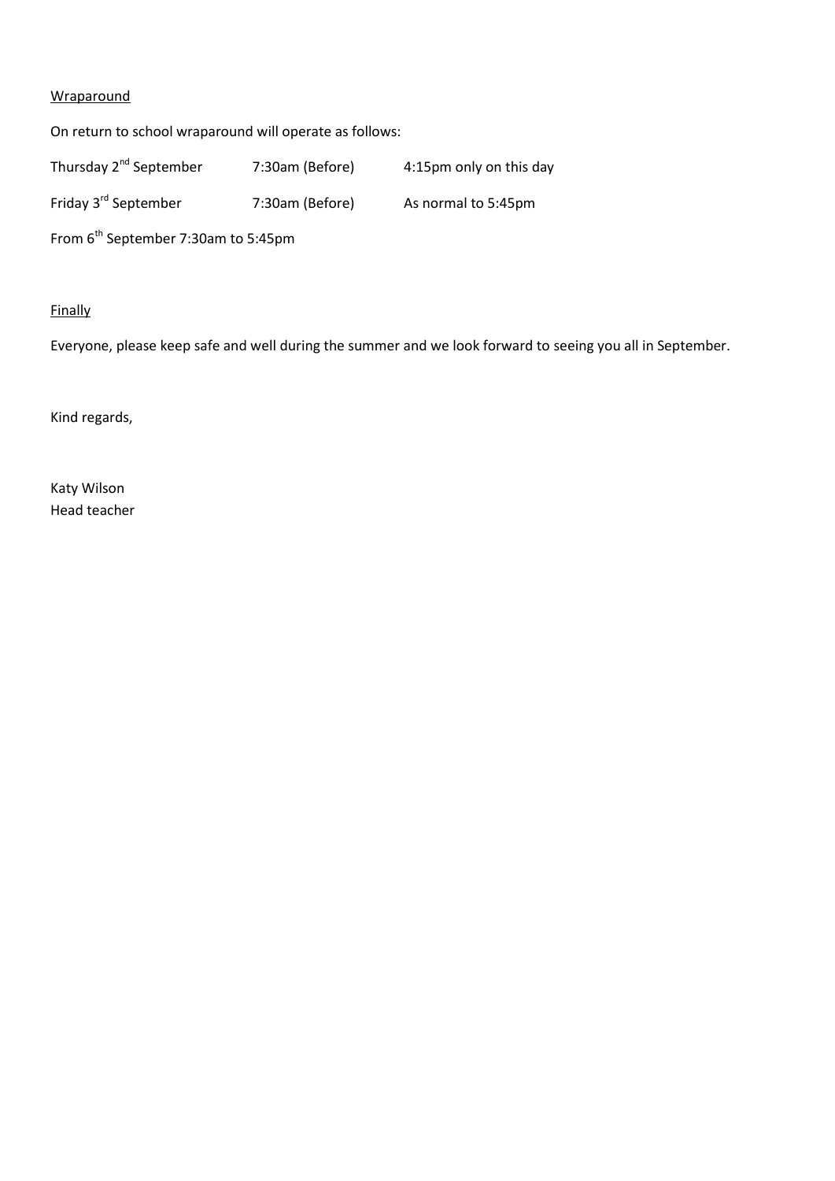Wraparound

On return to school wraparound will operate as follows:

| | | |
|---|---|---|
| Thursday 2nd September | 7:30am (Before) | 4:15pm only on this day |
| Friday 3rd September | 7:30am (Before) | As normal to 5:45pm |

From 6th September 7:30am to 5:45pm

Finally

Everyone, please keep safe and well during the summer and we look forward to seeing you all in September.

Kind regards,

Katy Wilson
Head teacher